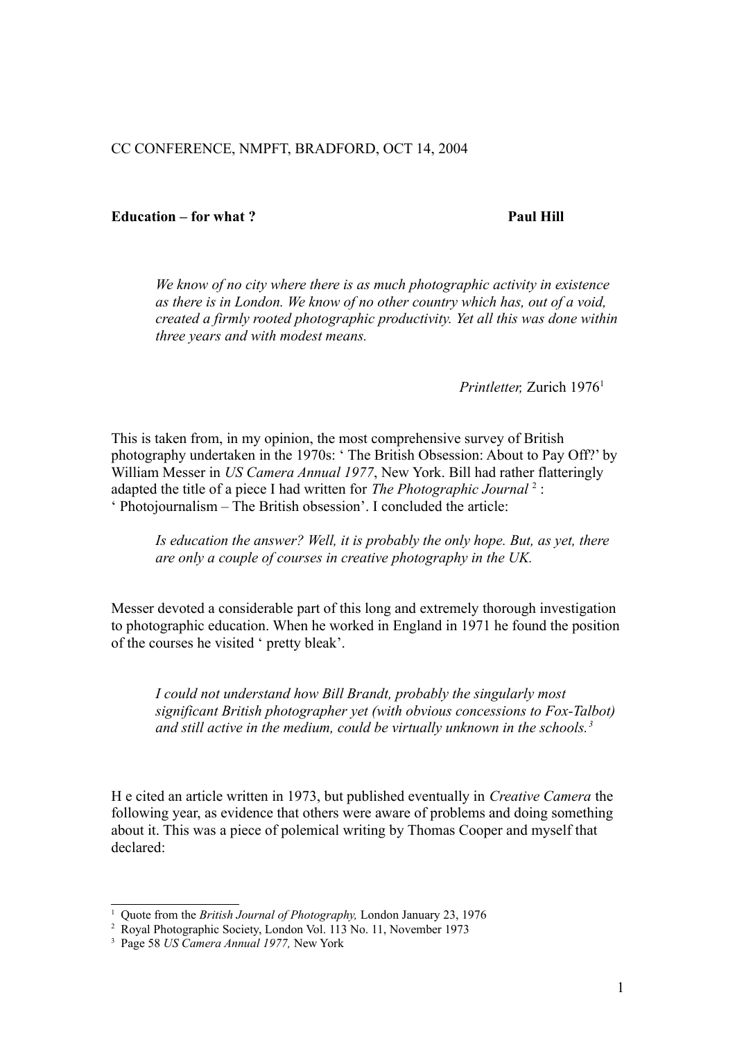CC CONFERENCE, NMPFT, BRADFORD, OCT 14, 2004

**Education – for what ?** **Paul Hill**

> *We know of no city where there is as much photographic activity in existence as there is in London. We know of no other country which has, out of a void, created a firmly rooted photographic productivity. Yet all this was done within three years and with modest means.*
>
> *Printletter,* Zurich 1976[1]

This is taken from, in my opinion, the most comprehensive survey of British photography undertaken in the 1970s: ' The British Obsession: About to Pay Off?' by William Messer in *US Camera Annual 1977*, New York. Bill had rather flatteringly adapted the title of a piece I had written for *The Photographic Journal* [2] : ' Photojournalism – The British obsession'. I concluded the article:

> *Is education the answer? Well, it is probably the only hope. But, as yet, there are only a couple of courses in creative photography in the UK.*

Messer devoted a considerable part of this long and extremely thorough investigation to photographic education. When he worked in England in 1971 he found the position of the courses he visited ' pretty bleak'.

> *I could not understand how Bill Brandt, probably the singularly most significant British photographer yet (with obvious concessions to Fox-Talbot) and still active in the medium, could be virtually unknown in the schools.*[3]

H e cited an article written in 1973, but published eventually in *Creative Camera* the following year, as evidence that others were aware of problems and doing something about it. This was a piece of polemical writing by Thomas Cooper and myself that declared:

---

[1] Quote from the *British Journal of Photography,* London January 23, 1976

[2] Royal Photographic Society, London Vol. 113 No. 11, November 1973

[3] Page 58 *US Camera Annual 1977,* New York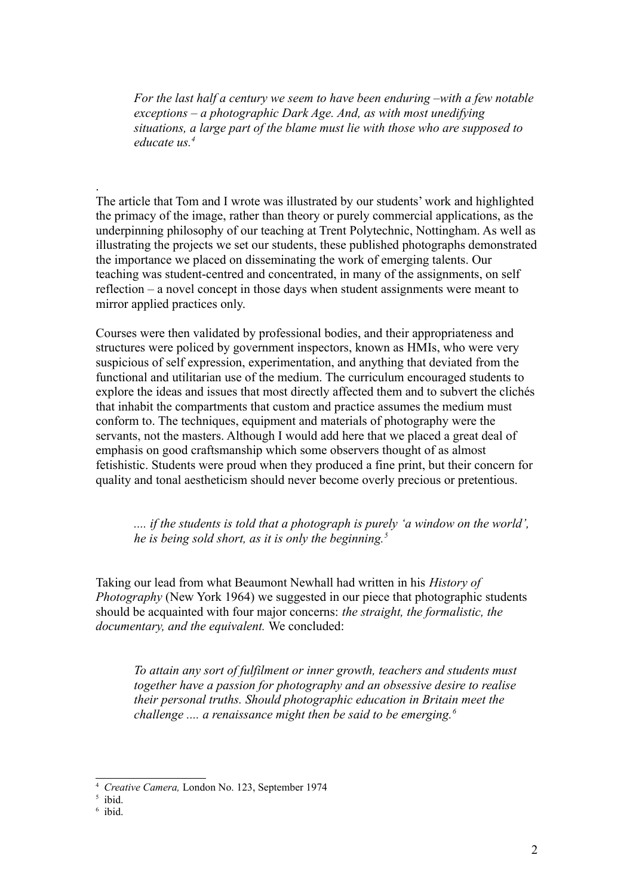> *For the last half a century we seem to have been enduring –with a few notable exceptions – a photographic Dark Age. And, as with most unedifying situations, a large part of the blame must lie with those who are supposed to educate us.*[4]

.
The article that Tom and I wrote was illustrated by our students' work and highlighted the primacy of the image, rather than theory or purely commercial applications, as the underpinning philosophy of our teaching at Trent Polytechnic, Nottingham. As well as illustrating the projects we set our students, these published photographs demonstrated the importance we placed on disseminating the work of emerging talents. Our teaching was student-centred and concentrated, in many of the assignments, on self reflection – a novel concept in those days when student assignments were meant to mirror applied practices only.

Courses were then validated by professional bodies, and their appropriateness and structures were policed by government inspectors, known as HMIs, who were very suspicious of self expression, experimentation, and anything that deviated from the functional and utilitarian use of the medium. The curriculum encouraged students to explore the ideas and issues that most directly affected them and to subvert the clichés that inhabit the compartments that custom and practice assumes the medium must conform to. The techniques, equipment and materials of photography were the servants, not the masters. Although I would add here that we placed a great deal of emphasis on good craftsmanship which some observers thought of as almost fetishistic. Students were proud when they produced a fine print, but their concern for quality and tonal aestheticism should never become overly precious or pretentious.

> *.... if the students is told that a photograph is purely 'a window on the world', he is being sold short, as it is only the beginning.*[5]

Taking our lead from what Beaumont Newhall had written in his *History of Photography* (New York 1964) we suggested in our piece that photographic students should be acquainted with four major concerns: *the straight, the formalistic, the documentary, and the equivalent.* We concluded:

> *To attain any sort of fulfilment or inner growth, teachers and students must together have a passion for photography and an obsessive desire to realise their personal truths. Should photographic education in Britain meet the challenge .... a renaissance might then be said to be emerging.*[6]

---

[4] *Creative Camera,* London No. 123, September 1974
[5] ibid.
[6] ibid.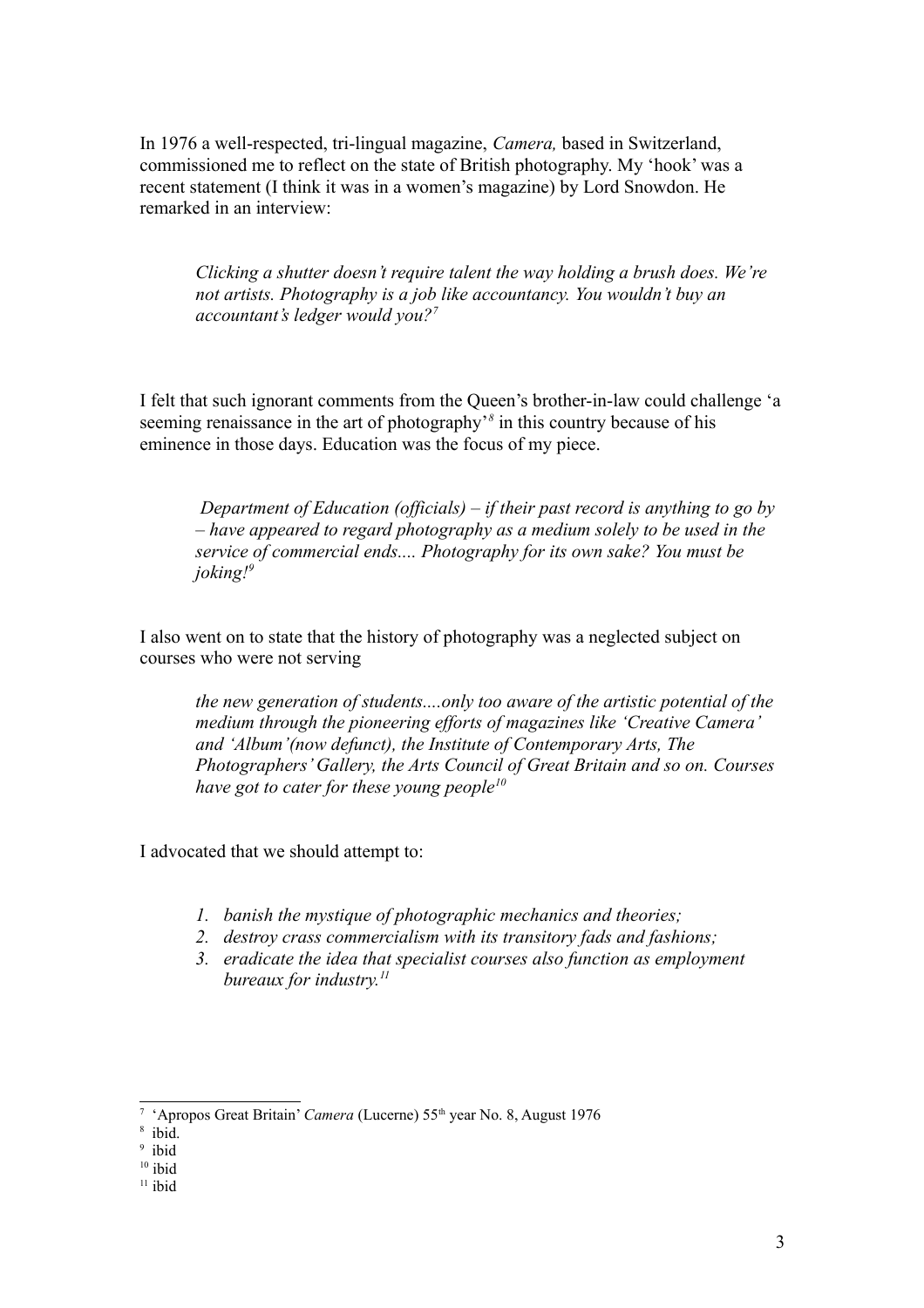In 1976 a well-respected, tri-lingual magazine, *Camera,* based in Switzerland, commissioned me to reflect on the state of British photography. My 'hook' was a recent statement (I think it was in a women's magazine) by Lord Snowdon. He remarked in an interview:

> *Clicking a shutter doesn't require talent the way holding a brush does. We're not artists. Photography is a job like accountancy. You wouldn't buy an accountant's ledger would you?*[7]

I felt that such ignorant comments from the Queen's brother-in-law could challenge 'a seeming renaissance in the art of photography'[8] in this country because of his eminence in those days. Education was the focus of my piece.

> *Department of Education (officials) – if their past record is anything to go by – have appeared to regard photography as a medium solely to be used in the service of commercial ends.... Photography for its own sake? You must be joking!*[9]

I also went on to state that the history of photography was a neglected subject on courses who were not serving

> *the new generation of students....only too aware of the artistic potential of the medium through the pioneering efforts of magazines like 'Creative Camera' and 'Album'(now defunct), the Institute of Contemporary Arts, The Photographers' Gallery, the Arts Council of Great Britain and so on. Courses have got to cater for these young people*[10]

I advocated that we should attempt to:

1. *banish the mystique of photographic mechanics and theories;*
2. *destroy crass commercialism with its transitory fads and fashions;*
3. *eradicate the idea that specialist courses also function as employment bureaux for industry.*[11]

---

[7] 'Apropos Great Britain' *Camera* (Lucerne) 55th year No. 8, August 1976

[8] ibid.

[9] ibid

[10] ibid

[11] ibid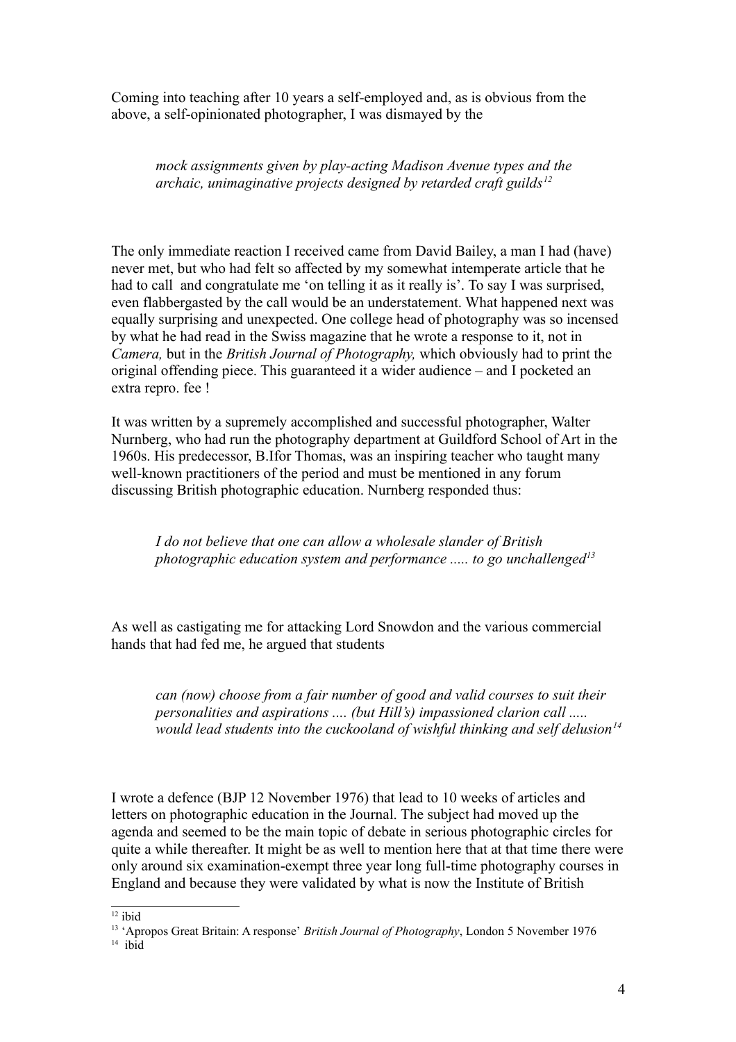Coming into teaching after 10 years a self-employed and, as is obvious from the above, a self-opinionated photographer, I was dismayed by the

> *mock assignments given by play-acting Madison Avenue types and the archaic, unimaginative projects designed by retarded craft guilds*[12]

The only immediate reaction I received came from David Bailey, a man I had (have) never met, but who had felt so affected by my somewhat intemperate article that he had to call and congratulate me 'on telling it as it really is'. To say I was surprised, even flabbergasted by the call would be an understatement. What happened next was equally surprising and unexpected. One college head of photography was so incensed by what he had read in the Swiss magazine that he wrote a response to it, not in *Camera,* but in the *British Journal of Photography,* which obviously had to print the original offending piece. This guaranteed it a wider audience – and I pocketed an extra repro. fee !

It was written by a supremely accomplished and successful photographer, Walter Nurnberg, who had run the photography department at Guildford School of Art in the 1960s. His predecessor, B.Ifor Thomas, was an inspiring teacher who taught many well-known practitioners of the period and must be mentioned in any forum discussing British photographic education. Nurnberg responded thus:

> *I do not believe that one can allow a wholesale slander of British photographic education system and performance ..... to go unchallenged*[13]

As well as castigating me for attacking Lord Snowdon and the various commercial hands that had fed me, he argued that students

> *can (now) choose from a fair number of good and valid courses to suit their personalities and aspirations .... (but Hill's) impassioned clarion call ..... would lead students into the cuckooland of wishful thinking and self delusion*[14]

I wrote a defence (BJP 12 November 1976) that lead to 10 weeks of articles and letters on photographic education in the Journal. The subject had moved up the agenda and seemed to be the main topic of debate in serious photographic circles for quite a while thereafter. It might be as well to mention here that at that time there were only around six examination-exempt three year long full-time photography courses in England and because they were validated by what is now the Institute of British

---

[12] ibid

[13] 'Apropos Great Britain: A response' *British Journal of Photography*, London 5 November 1976

[14] ibid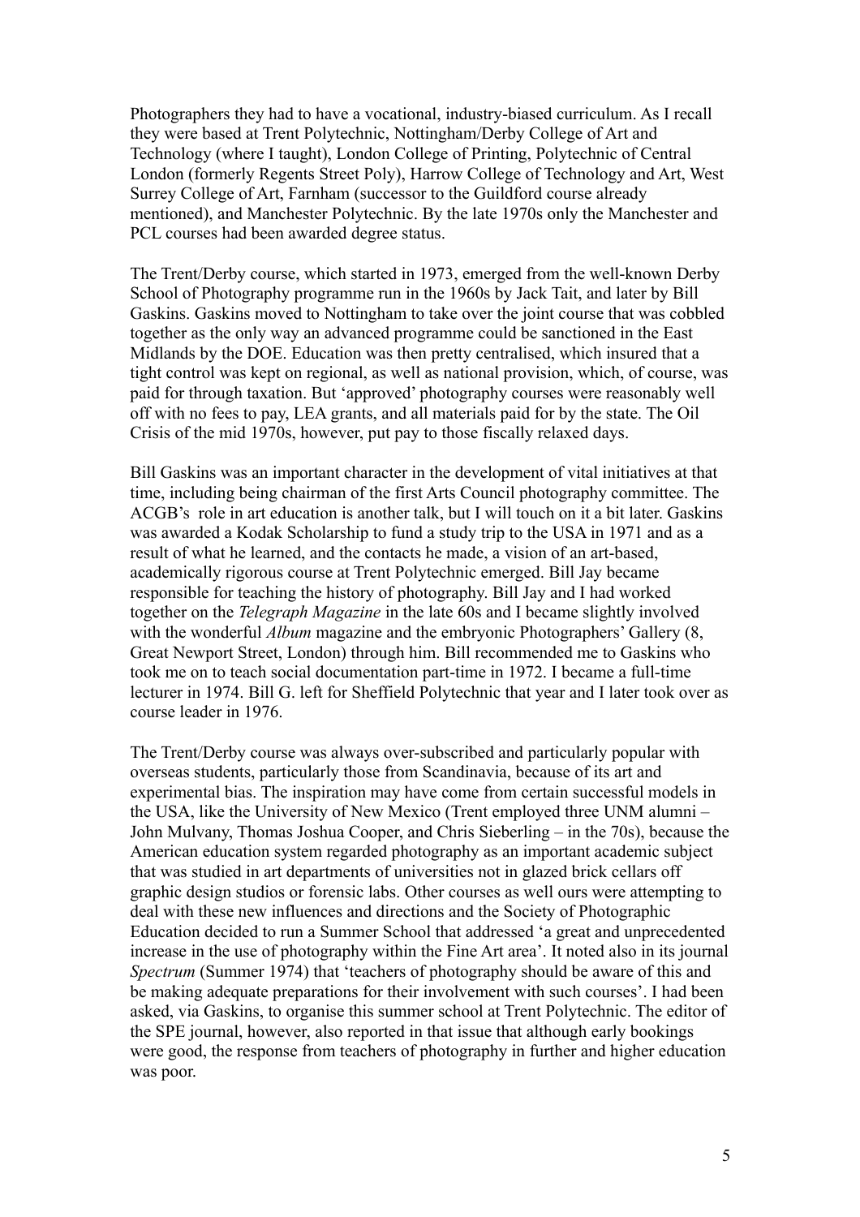Photographers they had to have a vocational, industry-biased curriculum. As I recall they were based at Trent Polytechnic, Nottingham/Derby College of Art and Technology (where I taught), London College of Printing, Polytechnic of Central London (formerly Regents Street Poly), Harrow College of Technology and Art, West Surrey College of Art, Farnham (successor to the Guildford course already mentioned), and Manchester Polytechnic. By the late 1970s only the Manchester and PCL courses had been awarded degree status.

The Trent/Derby course, which started in 1973, emerged from the well-known Derby School of Photography programme run in the 1960s by Jack Tait, and later by Bill Gaskins. Gaskins moved to Nottingham to take over the joint course that was cobbled together as the only way an advanced programme could be sanctioned in the East Midlands by the DOE. Education was then pretty centralised, which insured that a tight control was kept on regional, as well as national provision, which, of course, was paid for through taxation. But 'approved' photography courses were reasonably well off with no fees to pay, LEA grants, and all materials paid for by the state. The Oil Crisis of the mid 1970s, however, put pay to those fiscally relaxed days.

Bill Gaskins was an important character in the development of vital initiatives at that time, including being chairman of the first Arts Council photography committee. The ACGB's role in art education is another talk, but I will touch on it a bit later. Gaskins was awarded a Kodak Scholarship to fund a study trip to the USA in 1971 and as a result of what he learned, and the contacts he made, a vision of an art-based, academically rigorous course at Trent Polytechnic emerged. Bill Jay became responsible for teaching the history of photography. Bill Jay and I had worked together on the *Telegraph Magazine* in the late 60s and I became slightly involved with the wonderful *Album* magazine and the embryonic Photographers' Gallery (8, Great Newport Street, London) through him. Bill recommended me to Gaskins who took me on to teach social documentation part-time in 1972. I became a full-time lecturer in 1974. Bill G. left for Sheffield Polytechnic that year and I later took over as course leader in 1976.

The Trent/Derby course was always over-subscribed and particularly popular with overseas students, particularly those from Scandinavia, because of its art and experimental bias. The inspiration may have come from certain successful models in the USA, like the University of New Mexico (Trent employed three UNM alumni – John Mulvany, Thomas Joshua Cooper, and Chris Sieberling – in the 70s), because the American education system regarded photography as an important academic subject that was studied in art departments of universities not in glazed brick cellars off graphic design studios or forensic labs. Other courses as well ours were attempting to deal with these new influences and directions and the Society of Photographic Education decided to run a Summer School that addressed 'a great and unprecedented increase in the use of photography within the Fine Art area'. It noted also in its journal *Spectrum* (Summer 1974) that 'teachers of photography should be aware of this and be making adequate preparations for their involvement with such courses'. I had been asked, via Gaskins, to organise this summer school at Trent Polytechnic. The editor of the SPE journal, however, also reported in that issue that although early bookings were good, the response from teachers of photography in further and higher education was poor.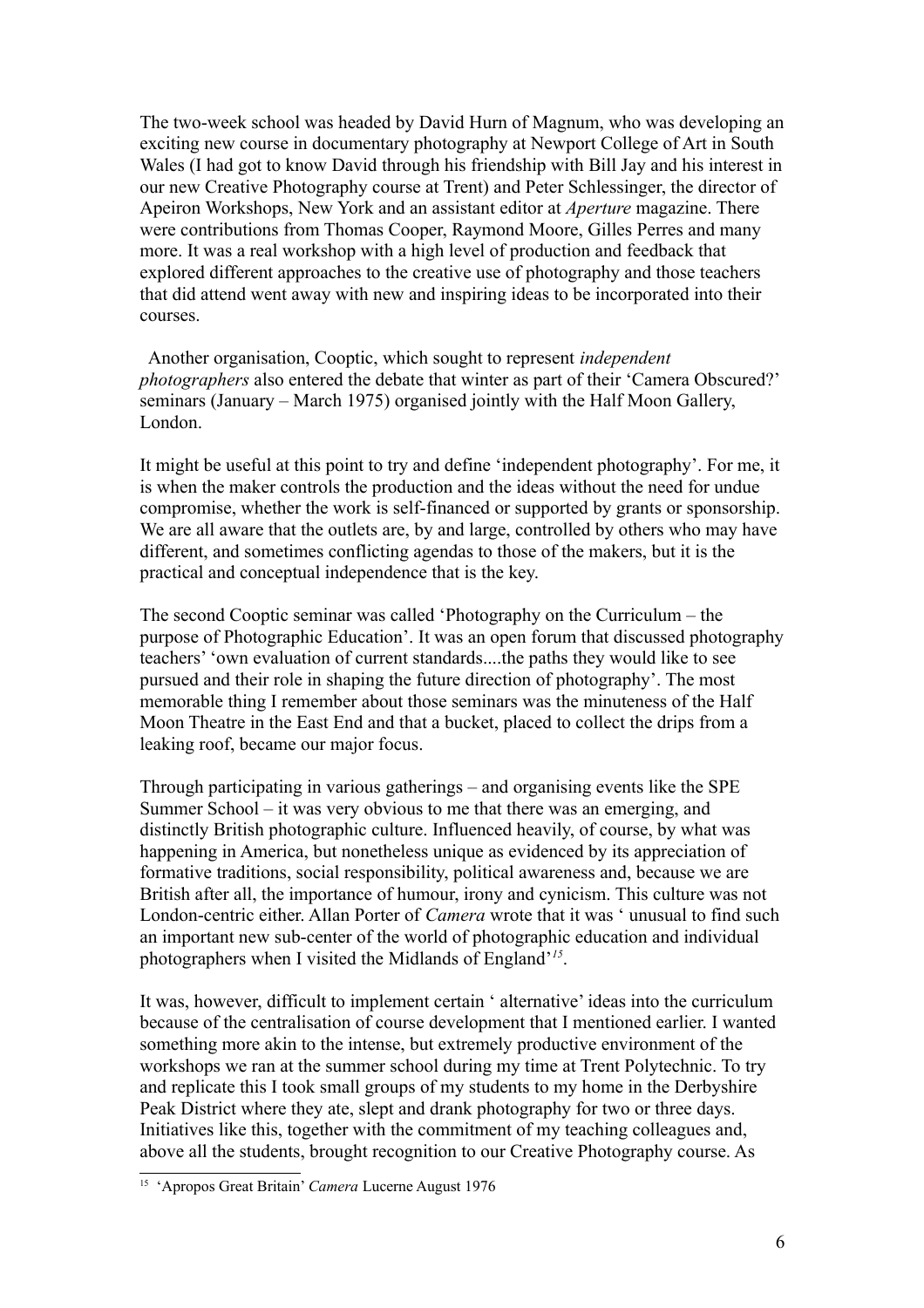The two-week school was headed by David Hurn of Magnum, who was developing an exciting new course in documentary photography at Newport College of Art in South Wales (I had got to know David through his friendship with Bill Jay and his interest in our new Creative Photography course at Trent) and Peter Schlessinger, the director of Apeiron Workshops, New York and an assistant editor at *Aperture* magazine. There were contributions from Thomas Cooper, Raymond Moore, Gilles Perres and many more. It was a real workshop with a high level of production and feedback that explored different approaches to the creative use of photography and those teachers that did attend went away with new and inspiring ideas to be incorporated into their courses.

Another organisation, Cooptic, which sought to represent *independent photographers* also entered the debate that winter as part of their 'Camera Obscured?' seminars (January – March 1975) organised jointly with the Half Moon Gallery, London.

It might be useful at this point to try and define 'independent photography'. For me, it is when the maker controls the production and the ideas without the need for undue compromise, whether the work is self-financed or supported by grants or sponsorship. We are all aware that the outlets are, by and large, controlled by others who may have different, and sometimes conflicting agendas to those of the makers, but it is the practical and conceptual independence that is the key.

The second Cooptic seminar was called 'Photography on the Curriculum – the purpose of Photographic Education'. It was an open forum that discussed photography teachers' 'own evaluation of current standards....the paths they would like to see pursued and their role in shaping the future direction of photography'. The most memorable thing I remember about those seminars was the minuteness of the Half Moon Theatre in the East End and that a bucket, placed to collect the drips from a leaking roof, became our major focus.

Through participating in various gatherings – and organising events like the SPE Summer School – it was very obvious to me that there was an emerging, and distinctly British photographic culture. Influenced heavily, of course, by what was happening in America, but nonetheless unique as evidenced by its appreciation of formative traditions, social responsibility, political awareness and, because we are British after all, the importance of humour, irony and cynicism. This culture was not London-centric either. Allan Porter of *Camera* wrote that it was ' unusual to find such an important new sub-center of the world of photographic education and individual photographers when I visited the Midlands of England'[15].

It was, however, difficult to implement certain ' alternative' ideas into the curriculum because of the centralisation of course development that I mentioned earlier. I wanted something more akin to the intense, but extremely productive environment of the workshops we ran at the summer school during my time at Trent Polytechnic. To try and replicate this I took small groups of my students to my home in the Derbyshire Peak District where they ate, slept and drank photography for two or three days. Initiatives like this, together with the commitment of my teaching colleagues and, above all the students, brought recognition to our Creative Photography course. As

[15] 'Apropos Great Britain' *Camera* Lucerne August 1976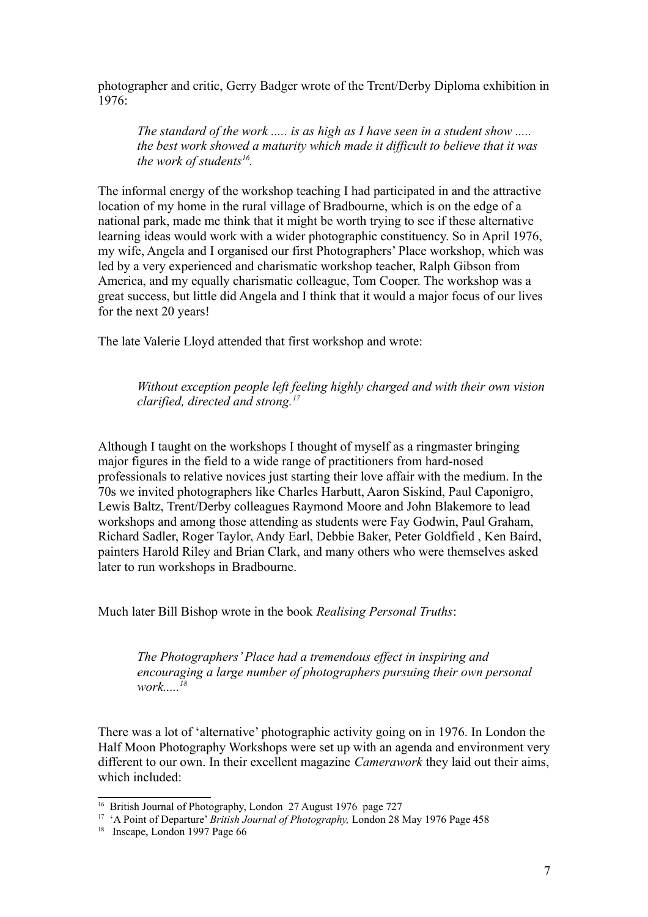photographer and critic, Gerry Badger wrote of the Trent/Derby Diploma exhibition in 1976:

> *The standard of the work ..... is as high as I have seen in a student show ..... the best work showed a maturity which made it difficult to believe that it was the work of students*[16].

The informal energy of the workshop teaching I had participated in and the attractive location of my home in the rural village of Bradbourne, which is on the edge of a national park, made me think that it might be worth trying to see if these alternative learning ideas would work with a wider photographic constituency. So in April 1976, my wife, Angela and I organised our first Photographers' Place workshop, which was led by a very experienced and charismatic workshop teacher, Ralph Gibson from America, and my equally charismatic colleague, Tom Cooper. The workshop was a great success, but little did Angela and I think that it would a major focus of our lives for the next 20 years!

The late Valerie Lloyd attended that first workshop and wrote:

> *Without exception people left feeling highly charged and with their own vision clarified, directed and strong.*[17]

Although I taught on the workshops I thought of myself as a ringmaster bringing major figures in the field to a wide range of practitioners from hard-nosed professionals to relative novices just starting their love affair with the medium. In the 70s we invited photographers like Charles Harbutt, Aaron Siskind, Paul Caponigro, Lewis Baltz, Trent/Derby colleagues Raymond Moore and John Blakemore to lead workshops and among those attending as students were Fay Godwin, Paul Graham, Richard Sadler, Roger Taylor, Andy Earl, Debbie Baker, Peter Goldfield , Ken Baird, painters Harold Riley and Brian Clark, and many others who were themselves asked later to run workshops in Bradbourne.

Much later Bill Bishop wrote in the book *Realising Personal Truths*:

> *The Photographers' Place had a tremendous effect in inspiring and encouraging a large number of photographers pursuing their own personal work.....*[18]

There was a lot of 'alternative' photographic activity going on in 1976. In London the Half Moon Photography Workshops were set up with an agenda and environment very different to our own. In their excellent magazine *Camerawork* they laid out their aims, which included:

---

[16] British Journal of Photography, London 27 August 1976 page 727

[17] 'A Point of Departure' *British Journal of Photography,* London 28 May 1976 Page 458

[18] Inscape, London 1997 Page 66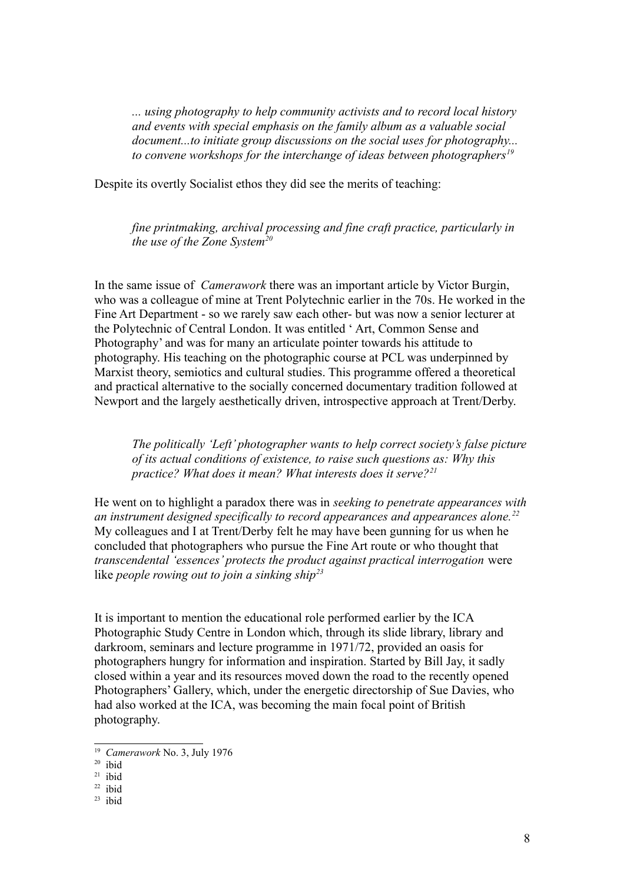> *... using photography to help community activists and to record local history and events with special emphasis on the family album as a valuable social document...to initiate group discussions on the social uses for photography... to convene workshops for the interchange of ideas between photographers*[19]

Despite its overtly Socialist ethos they did see the merits of teaching:

> *fine printmaking, archival processing and fine craft practice, particularly in the use of the Zone System*[20]

In the same issue of *Camerawork* there was an important article by Victor Burgin, who was a colleague of mine at Trent Polytechnic earlier in the 70s. He worked in the Fine Art Department - so we rarely saw each other- but was now a senior lecturer at the Polytechnic of Central London. It was entitled ' Art, Common Sense and Photography' and was for many an articulate pointer towards his attitude to photography. His teaching on the photographic course at PCL was underpinned by Marxist theory, semiotics and cultural studies. This programme offered a theoretical and practical alternative to the socially concerned documentary tradition followed at Newport and the largely aesthetically driven, introspective approach at Trent/Derby.

> *The politically 'Left' photographer wants to help correct society's false picture of its actual conditions of existence, to raise such questions as: Why this practice? What does it mean? What interests does it serve?*[21]

He went on to highlight a paradox there was in *seeking to penetrate appearances with an instrument designed specifically to record appearances and appearances alone.*[22] My colleagues and I at Trent/Derby felt he may have been gunning for us when he concluded that photographers who pursue the Fine Art route or who thought that *transcendental 'essences' protects the product against practical interrogation* were like *people rowing out to join a sinking ship*[23]

It is important to mention the educational role performed earlier by the ICA Photographic Study Centre in London which, through its slide library, library and darkroom, seminars and lecture programme in 1971/72, provided an oasis for photographers hungry for information and inspiration. Started by Bill Jay, it sadly closed within a year and its resources moved down the road to the recently opened Photographers' Gallery, which, under the energetic directorship of Sue Davies, who had also worked at the ICA, was becoming the main focal point of British photography.

---

[19] *Camerawork* No. 3, July 1976

[20] ibid

[21] ibid

[22] ibid

[23] ibid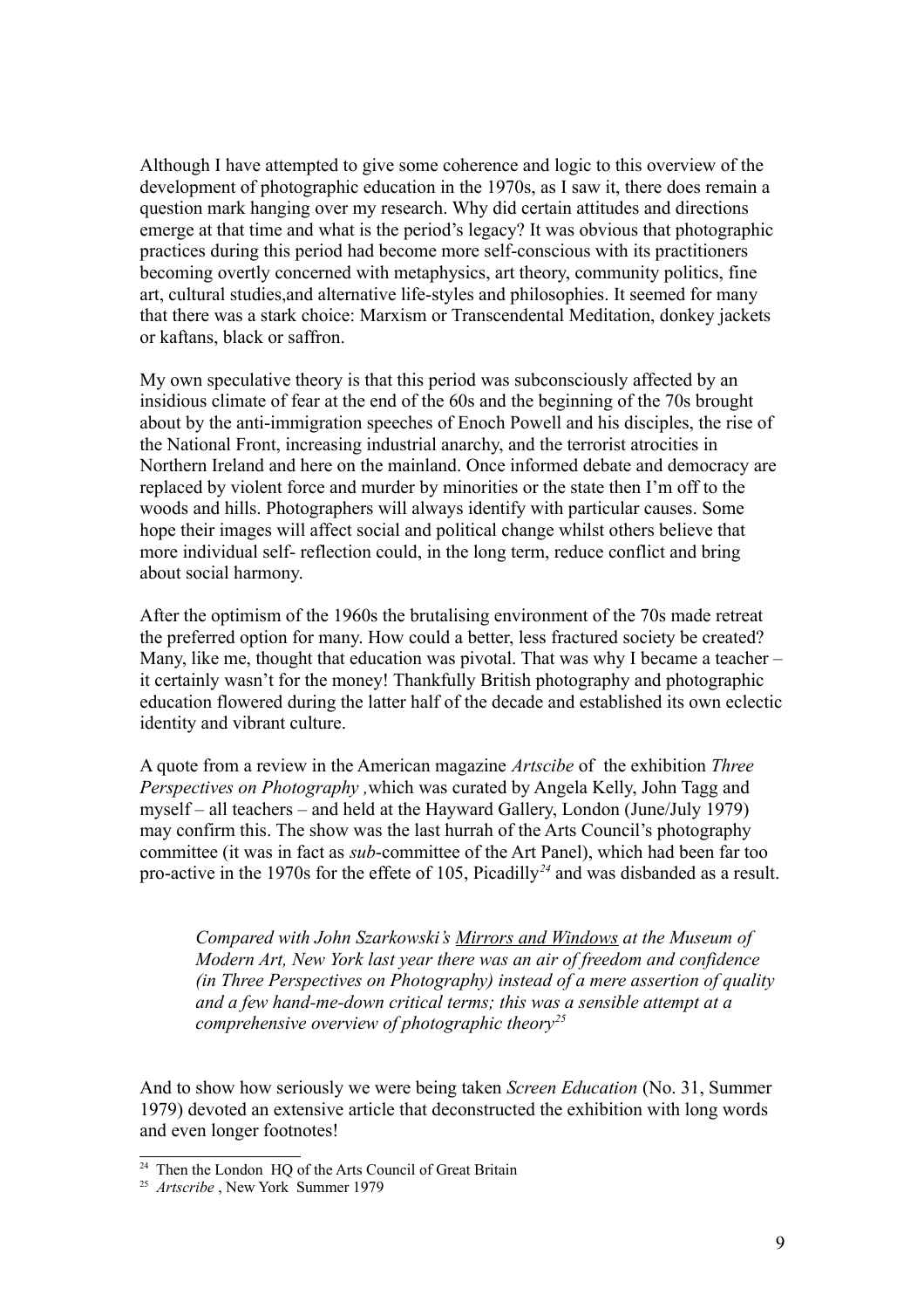Although I have attempted to give some coherence and logic to this overview of the development of photographic education in the 1970s, as I saw it, there does remain a question mark hanging over my research. Why did certain attitudes and directions emerge at that time and what is the period's legacy? It was obvious that photographic practices during this period had become more self-conscious with its practitioners becoming overtly concerned with metaphysics, art theory, community politics, fine art, cultural studies,and alternative life-styles and philosophies. It seemed for many that there was a stark choice: Marxism or Transcendental Meditation, donkey jackets or kaftans, black or saffron.

My own speculative theory is that this period was subconsciously affected by an insidious climate of fear at the end of the 60s and the beginning of the 70s brought about by the anti-immigration speeches of Enoch Powell and his disciples, the rise of the National Front, increasing industrial anarchy, and the terrorist atrocities in Northern Ireland and here on the mainland. Once informed debate and democracy are replaced by violent force and murder by minorities or the state then I'm off to the woods and hills. Photographers will always identify with particular causes. Some hope their images will affect social and political change whilst others believe that more individual self- reflection could, in the long term, reduce conflict and bring about social harmony.

After the optimism of the 1960s the brutalising environment of the 70s made retreat the preferred option for many. How could a better, less fractured society be created? Many, like me, thought that education was pivotal. That was why I became a teacher – it certainly wasn't for the money! Thankfully British photography and photographic education flowered during the latter half of the decade and established its own eclectic identity and vibrant culture.

A quote from a review in the American magazine *Artscibe* of the exhibition *Three Perspectives on Photography* ,which was curated by Angela Kelly, John Tagg and myself – all teachers – and held at the Hayward Gallery, London (June/July 1979) may confirm this. The show was the last hurrah of the Arts Council's photography committee (it was in fact as *sub*-committee of the Art Panel), which had been far too pro-active in the 1970s for the effete of 105, Picadilly[24] and was disbanded as a result.

> *Compared with John Szarkowski's Mirrors and Windows at the Museum of Modern Art, New York last year there was an air of freedom and confidence (in Three Perspectives on Photography) instead of a mere assertion of quality and a few hand-me-down critical terms; this was a sensible attempt at a comprehensive overview of photographic theory*[25]

And to show how seriously we were being taken *Screen Education* (No. 31, Summer 1979) devoted an extensive article that deconstructed the exhibition with long words and even longer footnotes!

---

[24] Then the London HQ of the Arts Council of Great Britain

[25] *Artscribe* , New York Summer 1979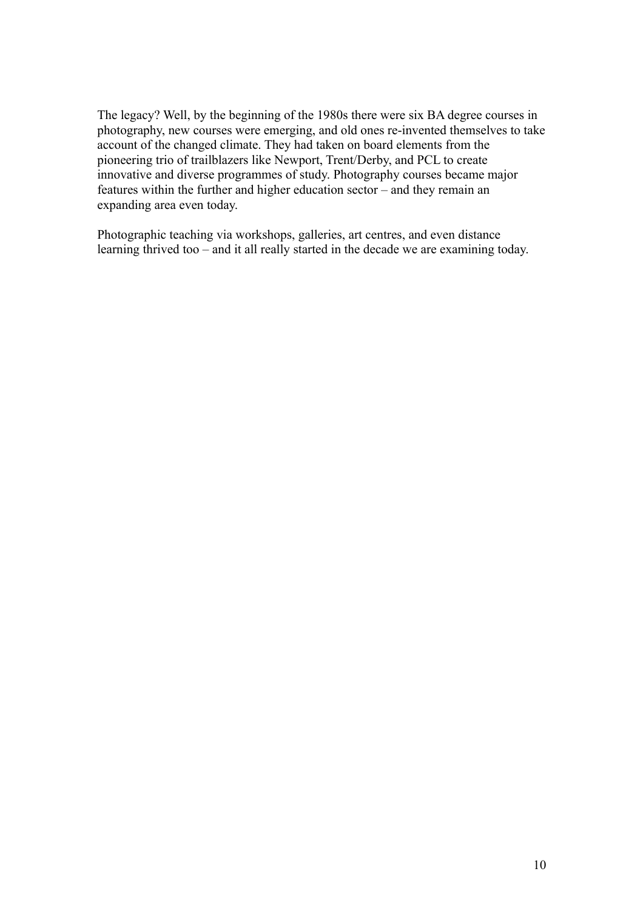The legacy? Well, by the beginning of the 1980s there were six BA degree courses in photography, new courses were emerging, and old ones re-invented themselves to take account of the changed climate. They had taken on board elements from the pioneering trio of trailblazers like Newport, Trent/Derby, and PCL to create innovative and diverse programmes of study. Photography courses became major features within the further and higher education sector – and they remain an expanding area even today.

Photographic teaching via workshops, galleries, art centres, and even distance learning thrived too – and it all really started in the decade we are examining today.